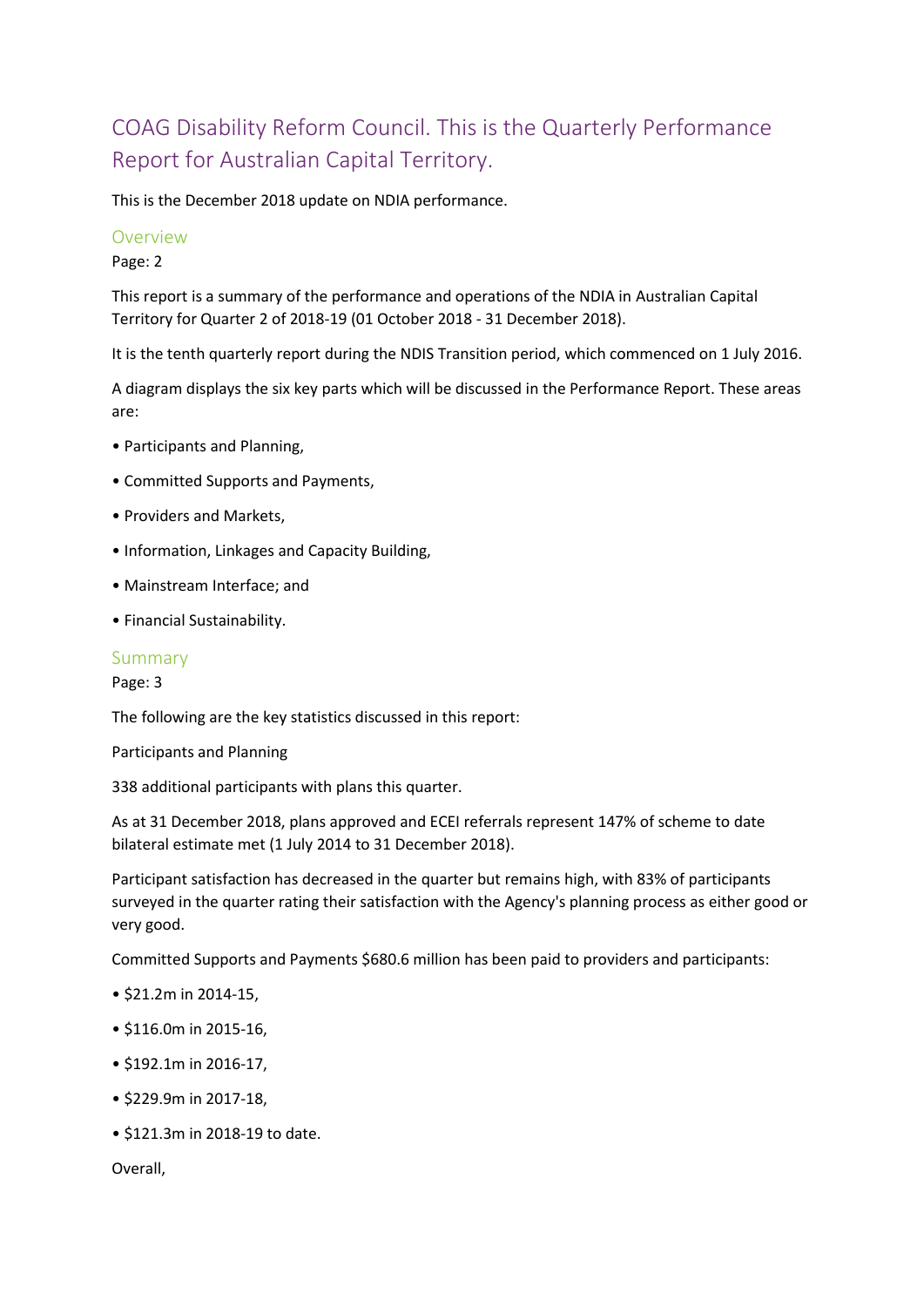# COAG Disability Reform Council. This is the Quarterly Performance Report for Australian Capital Territory.

This is the December 2018 update on NDIA performance.

## Overview

Page: 2

This report is a summary of the performance and operations of the NDIA in Australian Capital Territory for Quarter 2 of 2018-19 (01 October 2018 - 31 December 2018).

It is the tenth quarterly report during the NDIS Transition period, which commenced on 1 July 2016.

A diagram displays the six key parts which will be discussed in the Performance Report. These areas are:

• Participants and Planning,

• Committed Supports and Payments,

• Providers and Markets,

• Information, Linkages and Capacity Building,

• Mainstream Interface; and

• Financial Sustainability.

## Summary

Page: 3

The following are the key statistics discussed in this report:

Participants and Planning

338 additional participants with plans this quarter.

As at 31 December 2018, plans approved and ECEI referrals represent 147% of scheme to date bilateral estimate met (1 July 2014 to 31 December 2018).

Participant satisfaction has decreased in the quarter but remains high, with 83% of participants surveyed in the quarter rating their satisfaction with the Agency's planning process as either good or very good.

Committed Supports and Payments $680.6 million has been paid to providers and participants:

• $21.2m in 2014-15,

• $116.0m in 2015-16,

• $192.1m in 2016-17,

• $229.9m in 2017-18,

• $121.3m in 2018-19 to date.

Overall,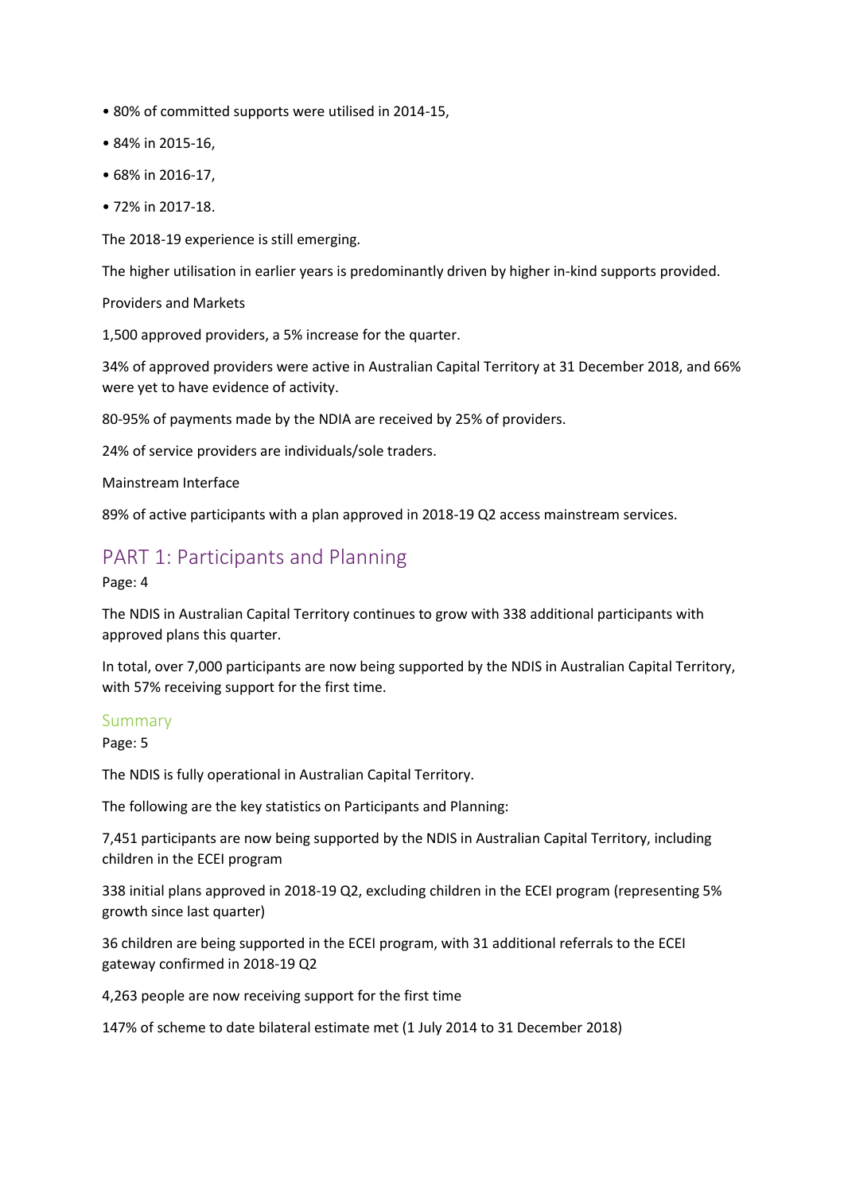- 80% of committed supports were utilised in 2014-15,
- 84% in 2015-16,
- 68% in 2016-17,
- 72% in 2017-18.

The 2018-19 experience is still emerging.

The higher utilisation in earlier years is predominantly driven by higher in-kind supports provided.

Providers and Markets

1,500 approved providers, a 5% increase for the quarter.

34% of approved providers were active in Australian Capital Territory at 31 December 2018, and 66% were yet to have evidence of activity.

80-95% of payments made by the NDIA are received by 25% of providers.

24% of service providers are individuals/sole traders.

Mainstream Interface

89% of active participants with a plan approved in 2018-19 Q2 access mainstream services.

# PART 1: Participants and Planning

Page: 4

The NDIS in Australian Capital Territory continues to grow with 338 additional participants with approved plans this quarter.

In total, over 7,000 participants are now being supported by the NDIS in Australian Capital Territory, with 57% receiving support for the first time.

## Summary

Page: 5

The NDIS is fully operational in Australian Capital Territory.

The following are the key statistics on Participants and Planning:

7,451 participants are now being supported by the NDIS in Australian Capital Territory, including children in the ECEI program

338 initial plans approved in 2018-19 Q2, excluding children in the ECEI program (representing 5% growth since last quarter)

36 children are being supported in the ECEI program, with 31 additional referrals to the ECEI gateway confirmed in 2018-19 Q2

4,263 people are now receiving support for the first time

147% of scheme to date bilateral estimate met (1 July 2014 to 31 December 2018)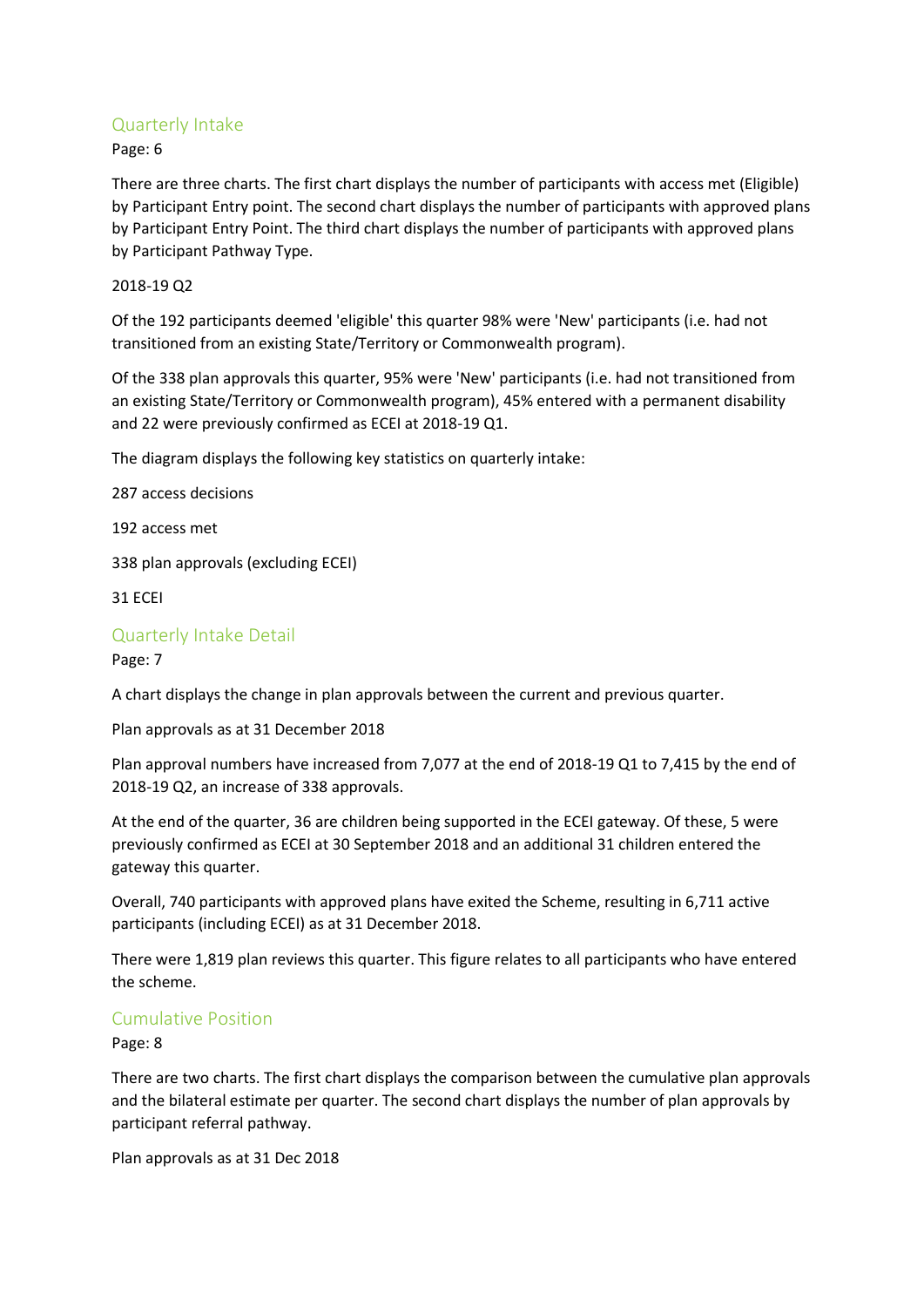## Quarterly Intake

Page: 6

There are three charts. The first chart displays the number of participants with access met (Eligible) by Participant Entry point. The second chart displays the number of participants with approved plans by Participant Entry Point. The third chart displays the number of participants with approved plans by Participant Pathway Type.

2018-19 Q2

Of the 192 participants deemed 'eligible' this quarter 98% were 'New' participants (i.e. had not transitioned from an existing State/Territory or Commonwealth program).

Of the 338 plan approvals this quarter, 95% were 'New' participants (i.e. had not transitioned from an existing State/Territory or Commonwealth program), 45% entered with a permanent disability and 22 were previously confirmed as ECEI at 2018-19 Q1.

The diagram displays the following key statistics on quarterly intake:

287 access decisions

192 access met

338 plan approvals (excluding ECEI)

31 ECEI

## Quarterly Intake Detail

Page: 7

A chart displays the change in plan approvals between the current and previous quarter.

Plan approvals as at 31 December 2018

Plan approval numbers have increased from 7,077 at the end of 2018-19 Q1 to 7,415 by the end of 2018-19 Q2, an increase of 338 approvals.

At the end of the quarter, 36 are children being supported in the ECEI gateway. Of these, 5 were previously confirmed as ECEI at 30 September 2018 and an additional 31 children entered the gateway this quarter.

Overall, 740 participants with approved plans have exited the Scheme, resulting in 6,711 active participants (including ECEI) as at 31 December 2018.

There were 1,819 plan reviews this quarter. This figure relates to all participants who have entered the scheme.

## Cumulative Position

Page: 8

There are two charts. The first chart displays the comparison between the cumulative plan approvals and the bilateral estimate per quarter. The second chart displays the number of plan approvals by participant referral pathway.

Plan approvals as at 31 Dec 2018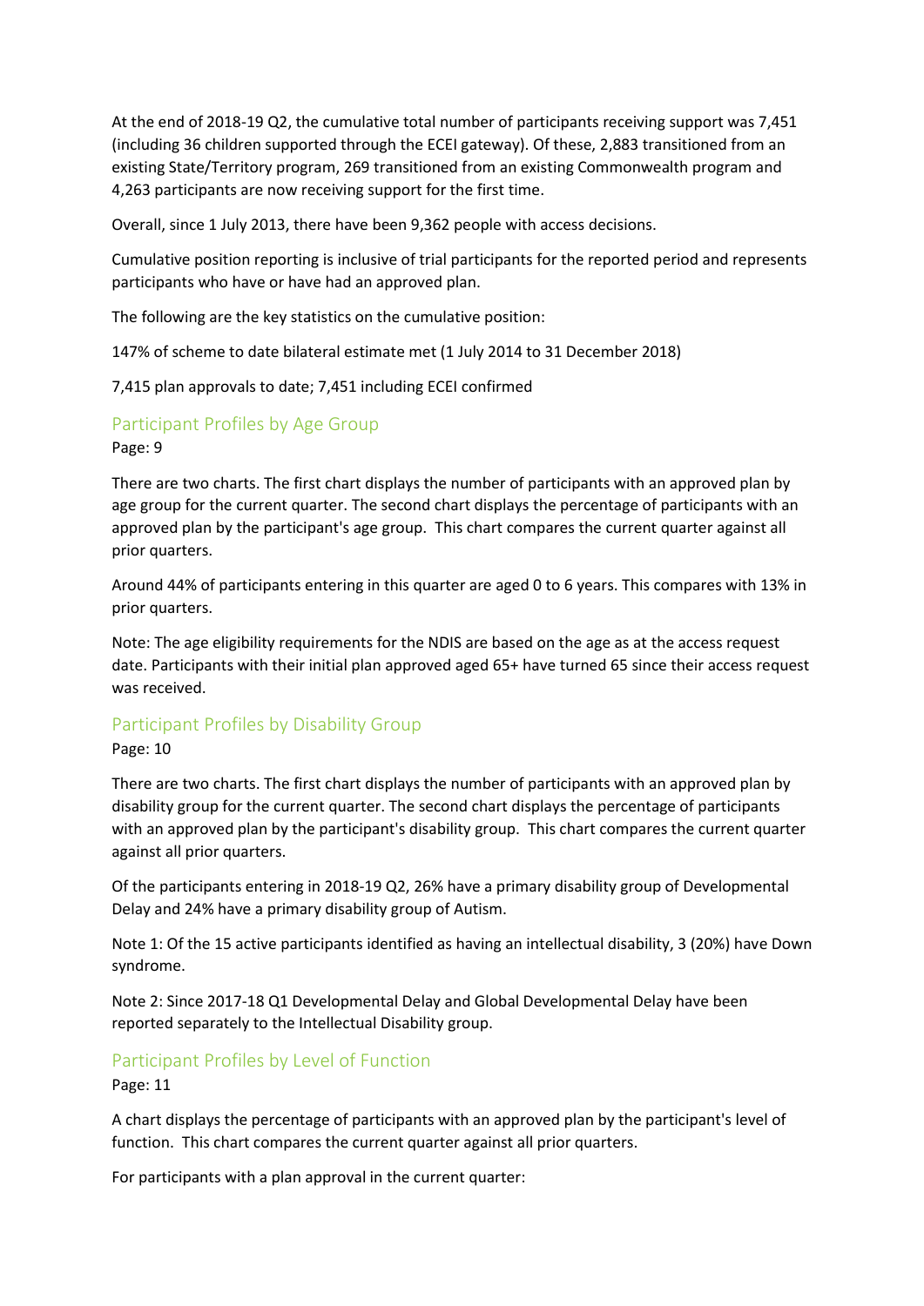At the end of 2018-19 Q2, the cumulative total number of participants receiving support was 7,451 (including 36 children supported through the ECEI gateway). Of these, 2,883 transitioned from an existing State/Territory program, 269 transitioned from an existing Commonwealth program and 4,263 participants are now receiving support for the first time.

Overall, since 1 July 2013, there have been 9,362 people with access decisions.

Cumulative position reporting is inclusive of trial participants for the reported period and represents participants who have or have had an approved plan.

The following are the key statistics on the cumulative position:

147% of scheme to date bilateral estimate met (1 July 2014 to 31 December 2018)

7,415 plan approvals to date; 7,451 including ECEI confirmed

## Participant Profiles by Age Group

Page: 9

There are two charts. The first chart displays the number of participants with an approved plan by age group for the current quarter. The second chart displays the percentage of participants with an approved plan by the participant's age group. This chart compares the current quarter against all prior quarters.

Around 44% of participants entering in this quarter are aged 0 to 6 years. This compares with 13% in prior quarters.

Note: The age eligibility requirements for the NDIS are based on the age as at the access request date. Participants with their initial plan approved aged 65+ have turned 65 since their access request was received.

## Participant Profiles by Disability Group

Page: 10

There are two charts. The first chart displays the number of participants with an approved plan by disability group for the current quarter. The second chart displays the percentage of participants with an approved plan by the participant's disability group. This chart compares the current quarter against all prior quarters.

Of the participants entering in 2018-19 Q2, 26% have a primary disability group of Developmental Delay and 24% have a primary disability group of Autism.

Note 1: Of the 15 active participants identified as having an intellectual disability, 3 (20%) have Down syndrome.

Note 2: Since 2017-18 Q1 Developmental Delay and Global Developmental Delay have been reported separately to the Intellectual Disability group.

## Participant Profiles by Level of Function

Page: 11

A chart displays the percentage of participants with an approved plan by the participant's level of function. This chart compares the current quarter against all prior quarters.

For participants with a plan approval in the current quarter: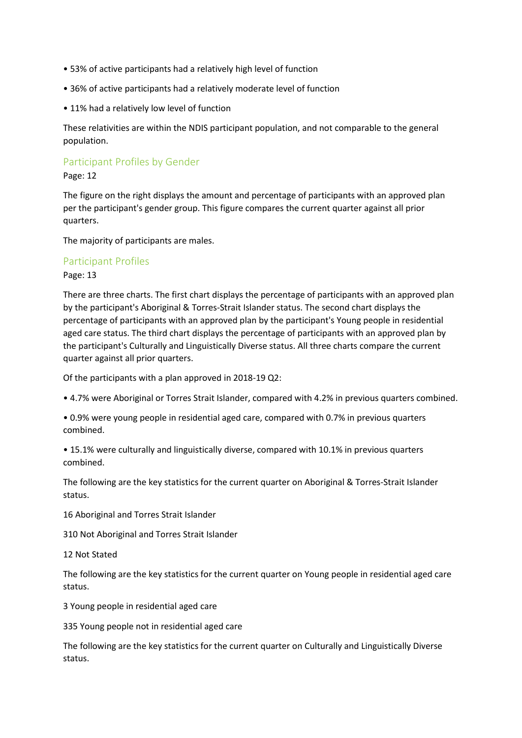- 53% of active participants had a relatively high level of function
- 36% of active participants had a relatively moderate level of function
- 11% had a relatively low level of function

These relativities are within the NDIS participant population, and not comparable to the general population.

## Participant Profiles by Gender

Page: 12

The figure on the right displays the amount and percentage of participants with an approved plan per the participant's gender group. This figure compares the current quarter against all prior quarters.

The majority of participants are males.

## Participant Profiles

Page: 13

There are three charts. The first chart displays the percentage of participants with an approved plan by the participant's Aboriginal & Torres-Strait Islander status. The second chart displays the percentage of participants with an approved plan by the participant's Young people in residential aged care status. The third chart displays the percentage of participants with an approved plan by the participant's Culturally and Linguistically Diverse status. All three charts compare the current quarter against all prior quarters.

Of the participants with a plan approved in 2018-19 Q2:

- 4.7% were Aboriginal or Torres Strait Islander, compared with 4.2% in previous quarters combined.
- 0.9% were young people in residential aged care, compared with 0.7% in previous quarters combined.
- 15.1% were culturally and linguistically diverse, compared with 10.1% in previous quarters combined.

The following are the key statistics for the current quarter on Aboriginal & Torres-Strait Islander status.

16 Aboriginal and Torres Strait Islander

310 Not Aboriginal and Torres Strait Islander

12 Not Stated

The following are the key statistics for the current quarter on Young people in residential aged care status.

3 Young people in residential aged care

335 Young people not in residential aged care

The following are the key statistics for the current quarter on Culturally and Linguistically Diverse status.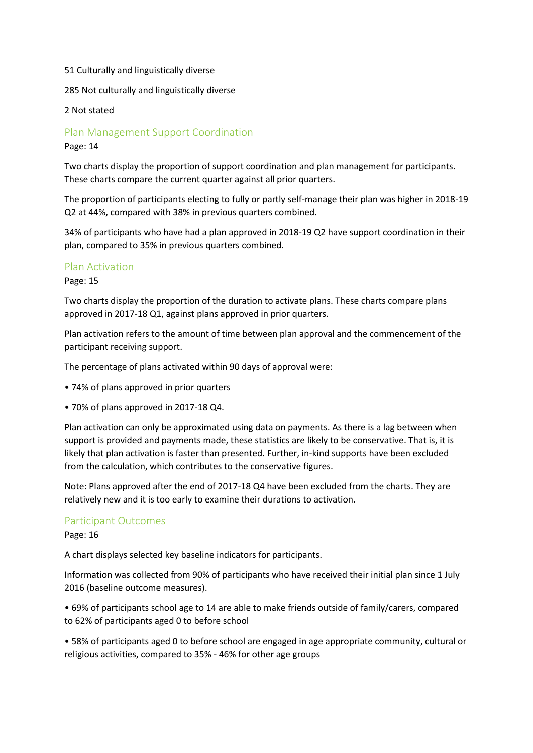51 Culturally and linguistically diverse

285 Not culturally and linguistically diverse

2 Not stated

## Plan Management Support Coordination

Page: 14

Two charts display the proportion of support coordination and plan management for participants. These charts compare the current quarter against all prior quarters.

The proportion of participants electing to fully or partly self-manage their plan was higher in 2018-19 Q2 at 44%, compared with 38% in previous quarters combined.

34% of participants who have had a plan approved in 2018-19 Q2 have support coordination in their plan, compared to 35% in previous quarters combined.

## Plan Activation

Page: 15

Two charts display the proportion of the duration to activate plans. These charts compare plans approved in 2017-18 Q1, against plans approved in prior quarters.

Plan activation refers to the amount of time between plan approval and the commencement of the participant receiving support.

The percentage of plans activated within 90 days of approval were:

- 74% of plans approved in prior quarters
- 70% of plans approved in 2017-18 Q4.

Plan activation can only be approximated using data on payments. As there is a lag between when support is provided and payments made, these statistics are likely to be conservative. That is, it is likely that plan activation is faster than presented. Further, in-kind supports have been excluded from the calculation, which contributes to the conservative figures.

Note: Plans approved after the end of 2017-18 Q4 have been excluded from the charts. They are relatively new and it is too early to examine their durations to activation.

## Participant Outcomes

Page: 16

A chart displays selected key baseline indicators for participants.

Information was collected from 90% of participants who have received their initial plan since 1 July 2016 (baseline outcome measures).

- 69% of participants school age to 14 are able to make friends outside of family/carers, compared to 62% of participants aged 0 to before school
- 58% of participants aged 0 to before school are engaged in age appropriate community, cultural or religious activities, compared to 35% - 46% for other age groups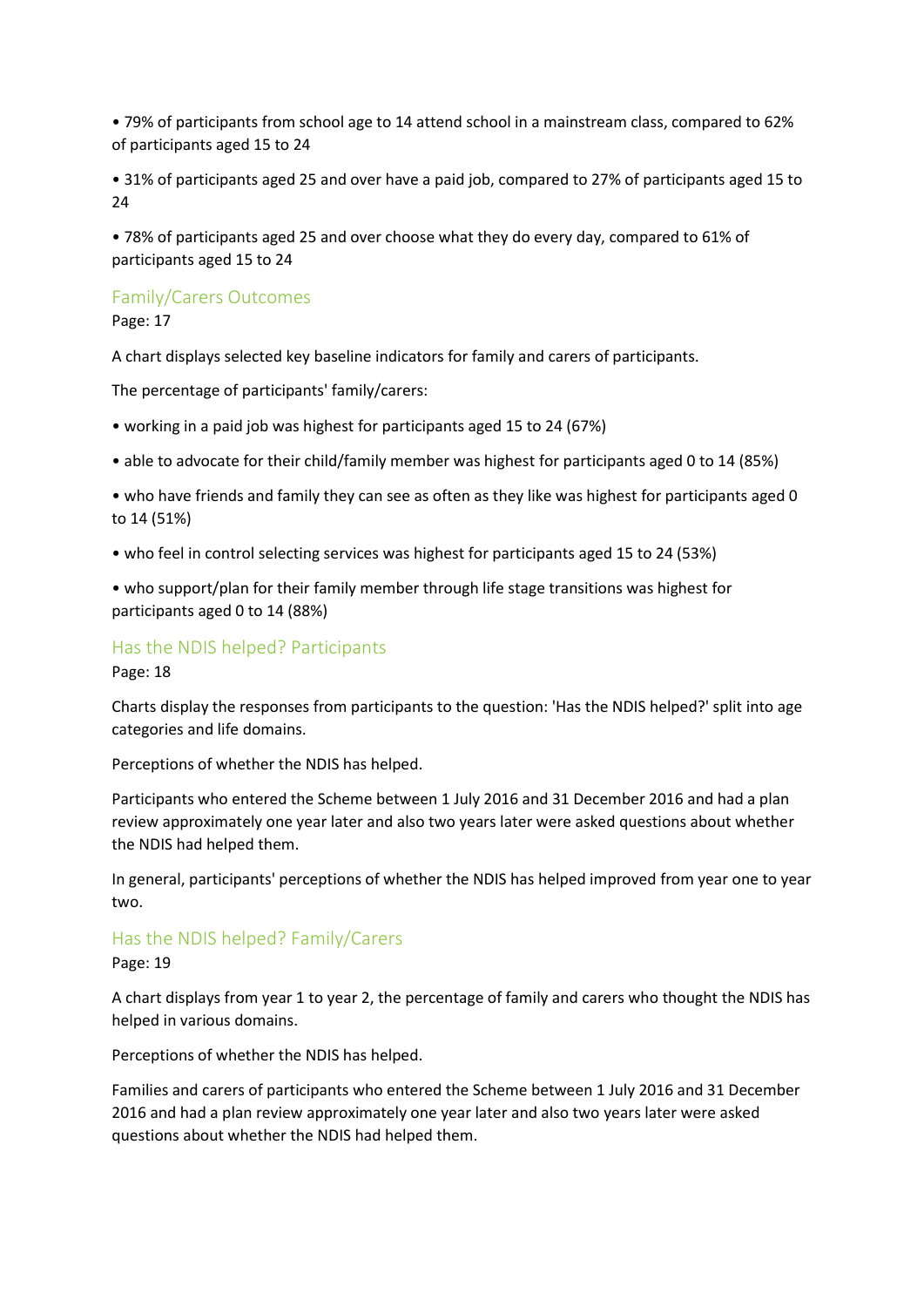- 79% of participants from school age to 14 attend school in a mainstream class, compared to 62% of participants aged 15 to 24
- 31% of participants aged 25 and over have a paid job, compared to 27% of participants aged 15 to 24
- 78% of participants aged 25 and over choose what they do every day, compared to 61% of participants aged 15 to 24

## Family/Carers Outcomes

Page: 17

A chart displays selected key baseline indicators for family and carers of participants.

The percentage of participants' family/carers:

- working in a paid job was highest for participants aged 15 to 24 (67%)
- able to advocate for their child/family member was highest for participants aged 0 to 14 (85%)
- who have friends and family they can see as often as they like was highest for participants aged 0 to 14 (51%)
- who feel in control selecting services was highest for participants aged 15 to 24 (53%)
- who support/plan for their family member through life stage transitions was highest for participants aged 0 to 14 (88%)

## Has the NDIS helped? Participants

Page: 18

Charts display the responses from participants to the question: 'Has the NDIS helped?' split into age categories and life domains.

Perceptions of whether the NDIS has helped.

Participants who entered the Scheme between 1 July 2016 and 31 December 2016 and had a plan review approximately one year later and also two years later were asked questions about whether the NDIS had helped them.

In general, participants' perceptions of whether the NDIS has helped improved from year one to year two.

## Has the NDIS helped? Family/Carers

Page: 19

A chart displays from year 1 to year 2, the percentage of family and carers who thought the NDIS has helped in various domains.

Perceptions of whether the NDIS has helped.

Families and carers of participants who entered the Scheme between 1 July 2016 and 31 December 2016 and had a plan review approximately one year later and also two years later were asked questions about whether the NDIS had helped them.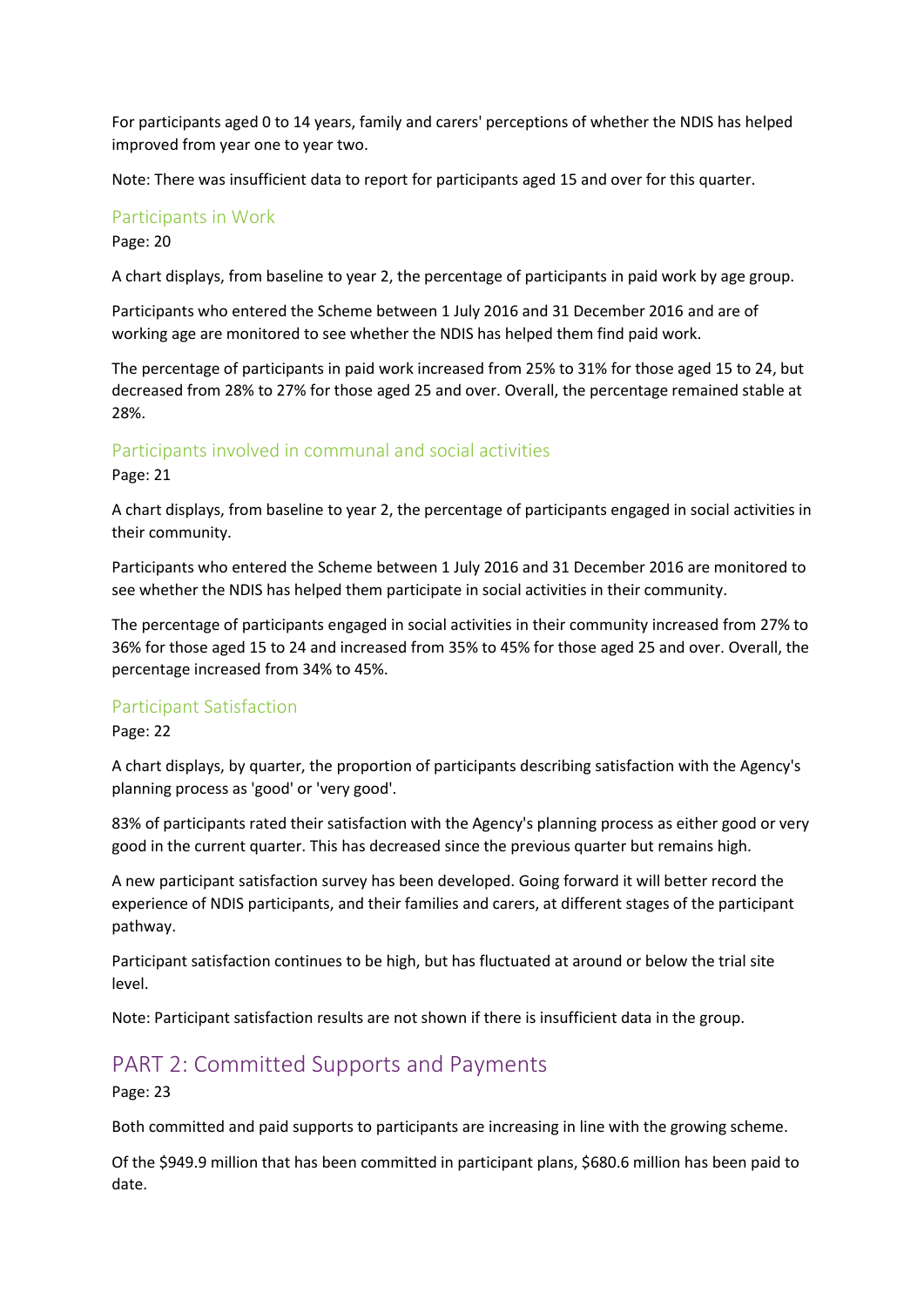For participants aged 0 to 14 years, family and carers' perceptions of whether the NDIS has helped improved from year one to year two.

Note: There was insufficient data to report for participants aged 15 and over for this quarter.

### Participants in Work

Page: 20

A chart displays, from baseline to year 2, the percentage of participants in paid work by age group.

Participants who entered the Scheme between 1 July 2016 and 31 December 2016 and are of working age are monitored to see whether the NDIS has helped them find paid work.

The percentage of participants in paid work increased from 25% to 31% for those aged 15 to 24, but decreased from 28% to 27% for those aged 25 and over. Overall, the percentage remained stable at 28%.

### Participants involved in communal and social activities

Page: 21

A chart displays, from baseline to year 2, the percentage of participants engaged in social activities in their community.

Participants who entered the Scheme between 1 July 2016 and 31 December 2016 are monitored to see whether the NDIS has helped them participate in social activities in their community.

The percentage of participants engaged in social activities in their community increased from 27% to 36% for those aged 15 to 24 and increased from 35% to 45% for those aged 25 and over. Overall, the percentage increased from 34% to 45%.

### Participant Satisfaction

Page: 22

A chart displays, by quarter, the proportion of participants describing satisfaction with the Agency's planning process as 'good' or 'very good'.

83% of participants rated their satisfaction with the Agency's planning process as either good or very good in the current quarter. This has decreased since the previous quarter but remains high.

A new participant satisfaction survey has been developed. Going forward it will better record the experience of NDIS participants, and their families and carers, at different stages of the participant pathway.

Participant satisfaction continues to be high, but has fluctuated at around or below the trial site level.

Note: Participant satisfaction results are not shown if there is insufficient data in the group.

## PART 2: Committed Supports and Payments

Page: 23

Both committed and paid supports to participants are increasing in line with the growing scheme.

Of the $949.9 million that has been committed in participant plans, $680.6 million has been paid to date.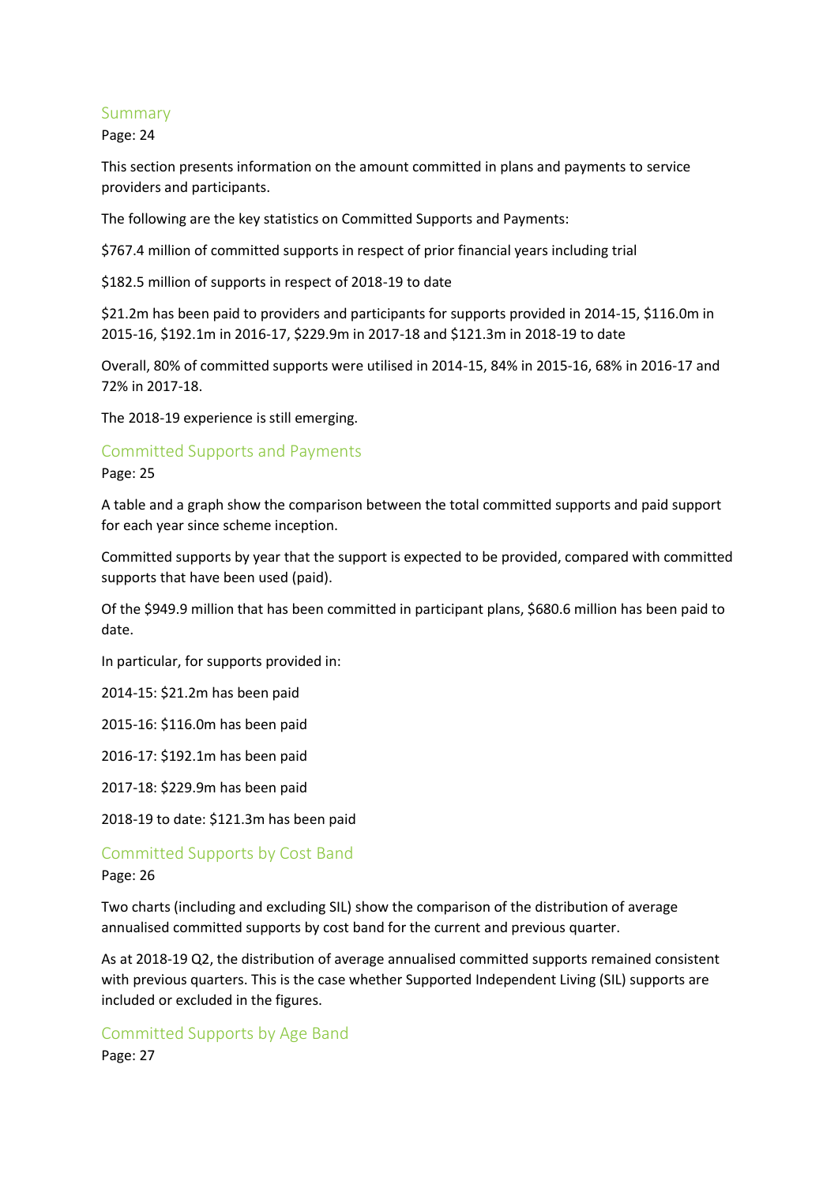## Summary

Page: 24

This section presents information on the amount committed in plans and payments to service providers and participants.

The following are the key statistics on Committed Supports and Payments:

$767.4 million of committed supports in respect of prior financial years including trial

$182.5 million of supports in respect of 2018-19 to date

$21.2m has been paid to providers and participants for supports provided in 2014-15, $116.0m in 2015-16, $192.1m in 2016-17, $229.9m in 2017-18 and $121.3m in 2018-19 to date

Overall, 80% of committed supports were utilised in 2014-15, 84% in 2015-16, 68% in 2016-17 and 72% in 2017-18.

The 2018-19 experience is still emerging.

## Committed Supports and Payments

Page: 25

A table and a graph show the comparison between the total committed supports and paid support for each year since scheme inception.

Committed supports by year that the support is expected to be provided, compared with committed supports that have been used (paid).

Of the $949.9 million that has been committed in participant plans, $680.6 million has been paid to date.

In particular, for supports provided in:

2014-15: $21.2m has been paid

2015-16: $116.0m has been paid

2016-17: $192.1m has been paid

2017-18: $229.9m has been paid

2018-19 to date: $121.3m has been paid

## Committed Supports by Cost Band

Page: 26

Two charts (including and excluding SIL) show the comparison of the distribution of average annualised committed supports by cost band for the current and previous quarter.

As at 2018-19 Q2, the distribution of average annualised committed supports remained consistent with previous quarters. This is the case whether Supported Independent Living (SIL) supports are included or excluded in the figures.

## Committed Supports by Age Band

Page: 27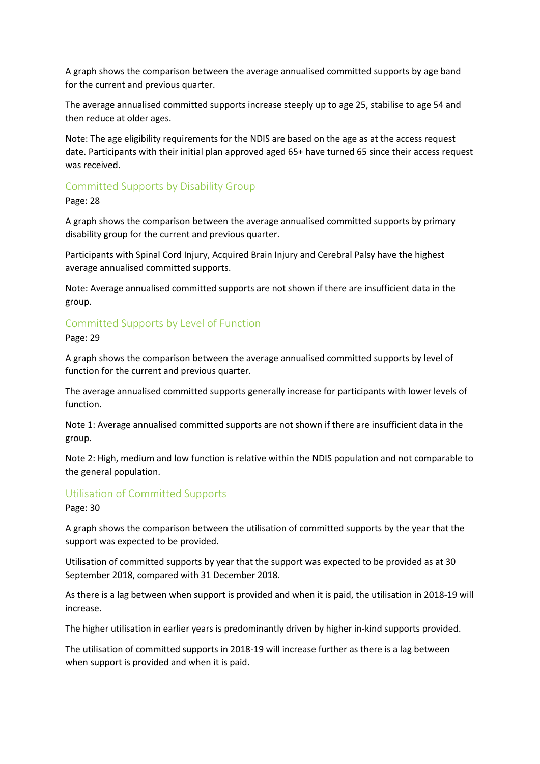A graph shows the comparison between the average annualised committed supports by age band for the current and previous quarter.

The average annualised committed supports increase steeply up to age 25, stabilise to age 54 and then reduce at older ages.

Note: The age eligibility requirements for the NDIS are based on the age as at the access request date. Participants with their initial plan approved aged 65+ have turned 65 since their access request was received.

## Committed Supports by Disability Group

Page: 28

A graph shows the comparison between the average annualised committed supports by primary disability group for the current and previous quarter.

Participants with Spinal Cord Injury, Acquired Brain Injury and Cerebral Palsy have the highest average annualised committed supports.

Note: Average annualised committed supports are not shown if there are insufficient data in the group.

## Committed Supports by Level of Function

Page: 29

A graph shows the comparison between the average annualised committed supports by level of function for the current and previous quarter.

The average annualised committed supports generally increase for participants with lower levels of function.

Note 1: Average annualised committed supports are not shown if there are insufficient data in the group.

Note 2: High, medium and low function is relative within the NDIS population and not comparable to the general population.

## Utilisation of Committed Supports

Page: 30

A graph shows the comparison between the utilisation of committed supports by the year that the support was expected to be provided.

Utilisation of committed supports by year that the support was expected to be provided as at 30 September 2018, compared with 31 December 2018.

As there is a lag between when support is provided and when it is paid, the utilisation in 2018-19 will increase.

The higher utilisation in earlier years is predominantly driven by higher in-kind supports provided.

The utilisation of committed supports in 2018-19 will increase further as there is a lag between when support is provided and when it is paid.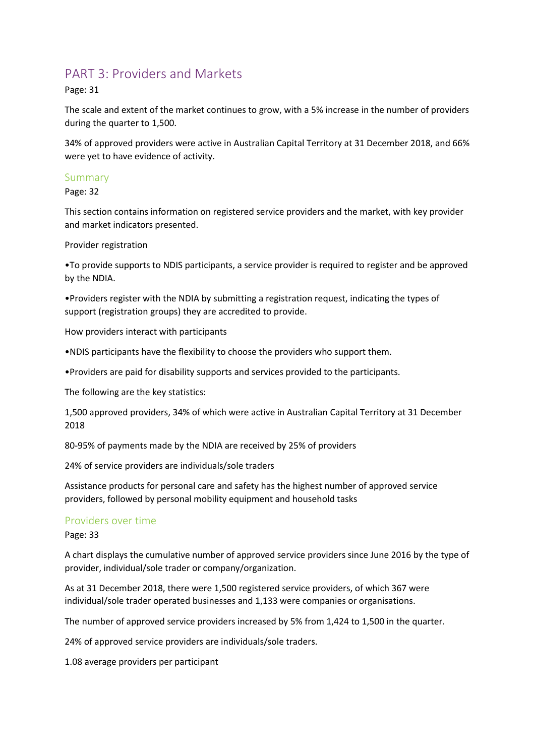# PART 3: Providers and Markets

Page: 31

The scale and extent of the market continues to grow, with a 5% increase in the number of providers during the quarter to 1,500.

34% of approved providers were active in Australian Capital Territory at 31 December 2018, and 66% were yet to have evidence of activity.

## Summary

Page: 32

This section contains information on registered service providers and the market, with key provider and market indicators presented.

Provider registration

•To provide supports to NDIS participants, a service provider is required to register and be approved by the NDIA.

•Providers register with the NDIA by submitting a registration request, indicating the types of support (registration groups) they are accredited to provide.

How providers interact with participants

•NDIS participants have the flexibility to choose the providers who support them.

•Providers are paid for disability supports and services provided to the participants.

The following are the key statistics:

1,500 approved providers, 34% of which were active in Australian Capital Territory at 31 December 2018

80-95% of payments made by the NDIA are received by 25% of providers

24% of service providers are individuals/sole traders

Assistance products for personal care and safety has the highest number of approved service providers, followed by personal mobility equipment and household tasks

## Providers over time

Page: 33

A chart displays the cumulative number of approved service providers since June 2016 by the type of provider, individual/sole trader or company/organization.

As at 31 December 2018, there were 1,500 registered service providers, of which 367 were individual/sole trader operated businesses and 1,133 were companies or organisations.

The number of approved service providers increased by 5% from 1,424 to 1,500 in the quarter.

24% of approved service providers are individuals/sole traders.

1.08 average providers per participant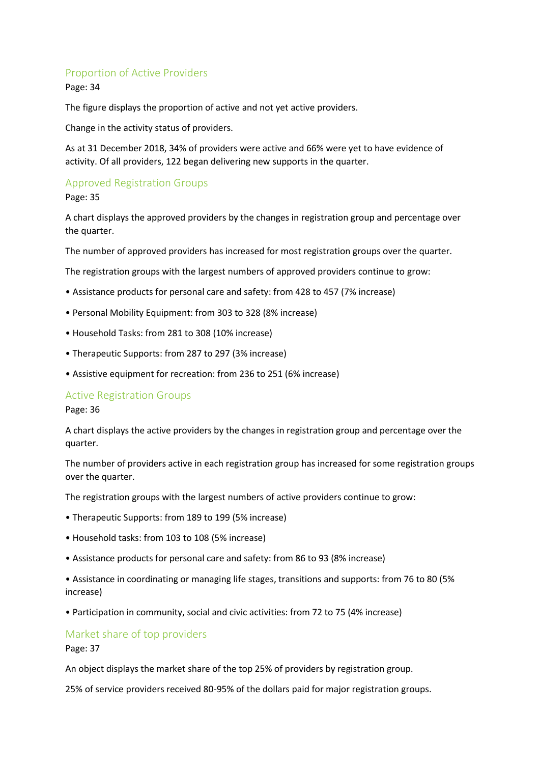## Proportion of Active Providers

Page: 34

The figure displays the proportion of active and not yet active providers.

Change in the activity status of providers.

As at 31 December 2018, 34% of providers were active and 66% were yet to have evidence of activity. Of all providers, 122 began delivering new supports in the quarter.

## Approved Registration Groups

Page: 35

A chart displays the approved providers by the changes in registration group and percentage over the quarter.

The number of approved providers has increased for most registration groups over the quarter.

The registration groups with the largest numbers of approved providers continue to grow:

- Assistance products for personal care and safety: from 428 to 457 (7% increase)
- Personal Mobility Equipment: from 303 to 328 (8% increase)
- Household Tasks: from 281 to 308 (10% increase)
- Therapeutic Supports: from 287 to 297 (3% increase)
- Assistive equipment for recreation: from 236 to 251 (6% increase)

## Active Registration Groups

Page: 36

A chart displays the active providers by the changes in registration group and percentage over the quarter.

The number of providers active in each registration group has increased for some registration groups over the quarter.

The registration groups with the largest numbers of active providers continue to grow:

- Therapeutic Supports: from 189 to 199 (5% increase)
- Household tasks: from 103 to 108 (5% increase)
- Assistance products for personal care and safety: from 86 to 93 (8% increase)
- Assistance in coordinating or managing life stages, transitions and supports: from 76 to 80 (5% increase)
- Participation in community, social and civic activities: from 72 to 75 (4% increase)

## Market share of top providers

Page: 37

An object displays the market share of the top 25% of providers by registration group.

25% of service providers received 80-95% of the dollars paid for major registration groups.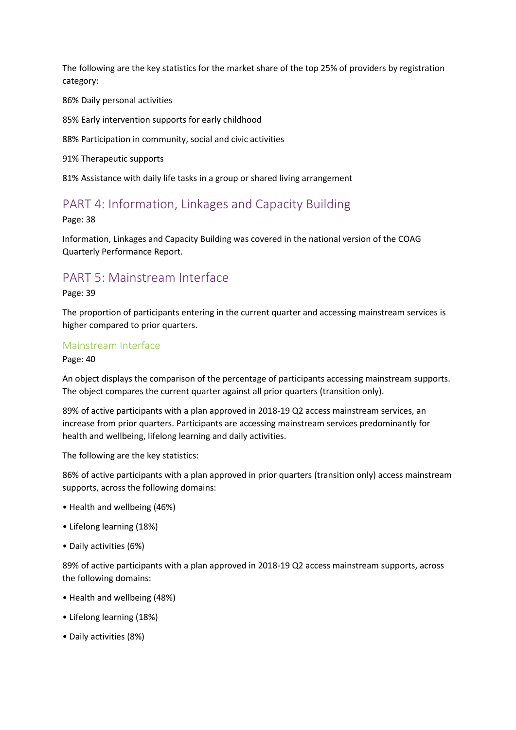The following are the key statistics for the market share of the top 25% of providers by registration category:

86% Daily personal activities

85% Early intervention supports for early childhood

88% Participation in community, social and civic activities

91% Therapeutic supports

81% Assistance with daily life tasks in a group or shared living arrangement

## PART 4: Information, Linkages and Capacity Building

Page: 38

Information, Linkages and Capacity Building was covered in the national version of the COAG Quarterly Performance Report.

## PART 5: Mainstream Interface

Page: 39

The proportion of participants entering in the current quarter and accessing mainstream services is higher compared to prior quarters.

### Mainstream Interface

Page: 40

An object displays the comparison of the percentage of participants accessing mainstream supports. The object compares the current quarter against all prior quarters (transition only).

89% of active participants with a plan approved in 2018-19 Q2 access mainstream services, an increase from prior quarters. Participants are accessing mainstream services predominantly for health and wellbeing, lifelong learning and daily activities.

The following are the key statistics:

86% of active participants with a plan approved in prior quarters (transition only) access mainstream supports, across the following domains:

- Health and wellbeing (46%)
- Lifelong learning (18%)
- Daily activities (6%)

89% of active participants with a plan approved in 2018-19 Q2 access mainstream supports, across the following domains:

- Health and wellbeing (48%)
- Lifelong learning (18%)
- Daily activities (8%)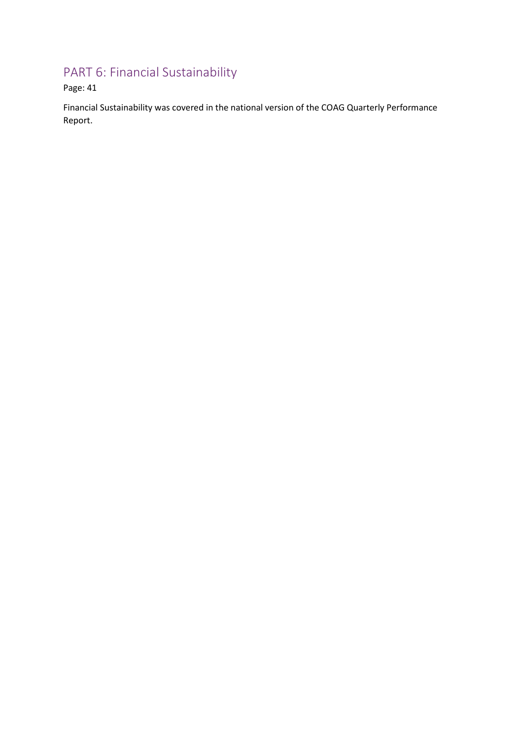# PART 6: Financial Sustainability

Page: 41

Financial Sustainability was covered in the national version of the COAG Quarterly Performance Report.